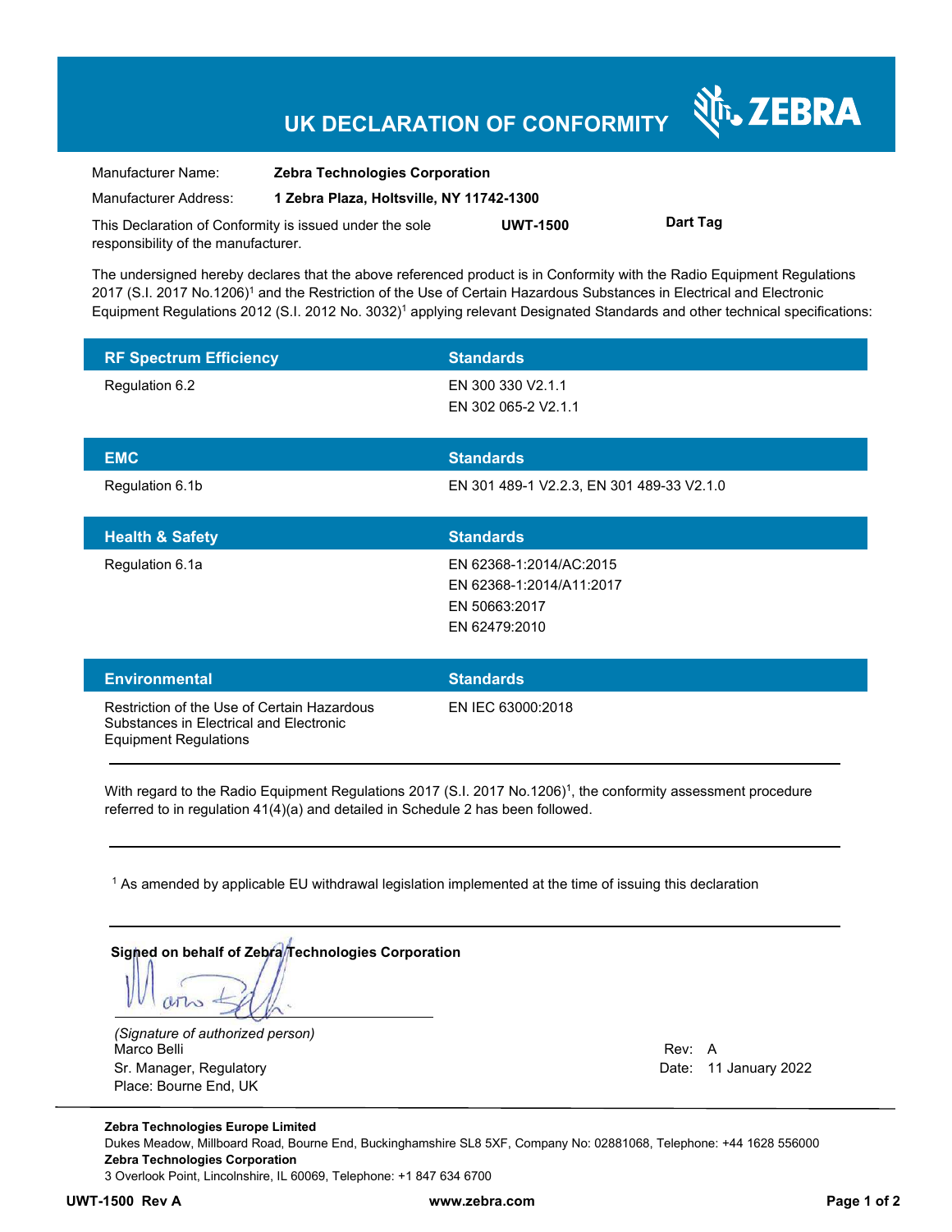# UK DECLARATION OF CONFORMITY

| | |
|---|---|
| Manufacturer Name: | **Zebra Technologies Corporation** |
| Manufacturer Address: | **1 Zebra Plaza, Holtsville, NY 11742-1300** |

This Declaration of Conformity is issued under the sole responsibility of the manufacturer. **UWT-1500** **Dart Tag**

The undersigned hereby declares that the above referenced product is in Conformity with the Radio Equipment Regulations 2017 (S.I. 2017 No.1206)[1] and the Restriction of the Use of Certain Hazardous Substances in Electrical and Electronic Equipment Regulations 2012 (S.I. 2012 No. 3032)[1] applying relevant Designated Standards and other technical specifications:

| RF Spectrum Efficiency | Standards |
|---|---|
| Regulation 6.2 | EN 300 330 V2.1.1<br>EN 302 065-2 V2.1.1 |

| EMC | Standards |
|---|---|
| Regulation 6.1b | EN 301 489-1 V2.2.3, EN 301 489-33 V2.1.0 |

| Health & Safety | Standards |
|---|---|
| Regulation 6.1a | EN 62368-1:2014/AC:2015<br>EN 62368-1:2014/A11:2017<br>EN 50663:2017<br>EN 62479:2010 |

| Environmental | Standards |
|---|---|
| Restriction of the Use of Certain Hazardous Substances in Electrical and Electronic Equipment Regulations | EN IEC 63000:2018 |

With regard to the Radio Equipment Regulations 2017 (S.I. 2017 No.1206)[1], the conformity assessment procedure referred to in regulation 41(4)(a) and detailed in Schedule 2 has been followed.

[1] As amended by applicable EU withdrawal legislation implemented at the time of issuing this declaration

**Signed on behalf of Zebra Technologies Corporation**

*(Signature of authorized person)*
Marco Belli
Sr. Manager, Regulatory
Place: Bourne End, UK

Rev: A
Date: 11 January 2022

**Zebra Technologies Europe Limited**
Dukes Meadow, Millboard Road, Bourne End, Buckinghamshire SL8 5XF, Company No: 02881068, Telephone: +44 1628 556000
**Zebra Technologies Corporation**
3 Overlook Point, Lincolnshire, IL 60069, Telephone: +1 847 634 6700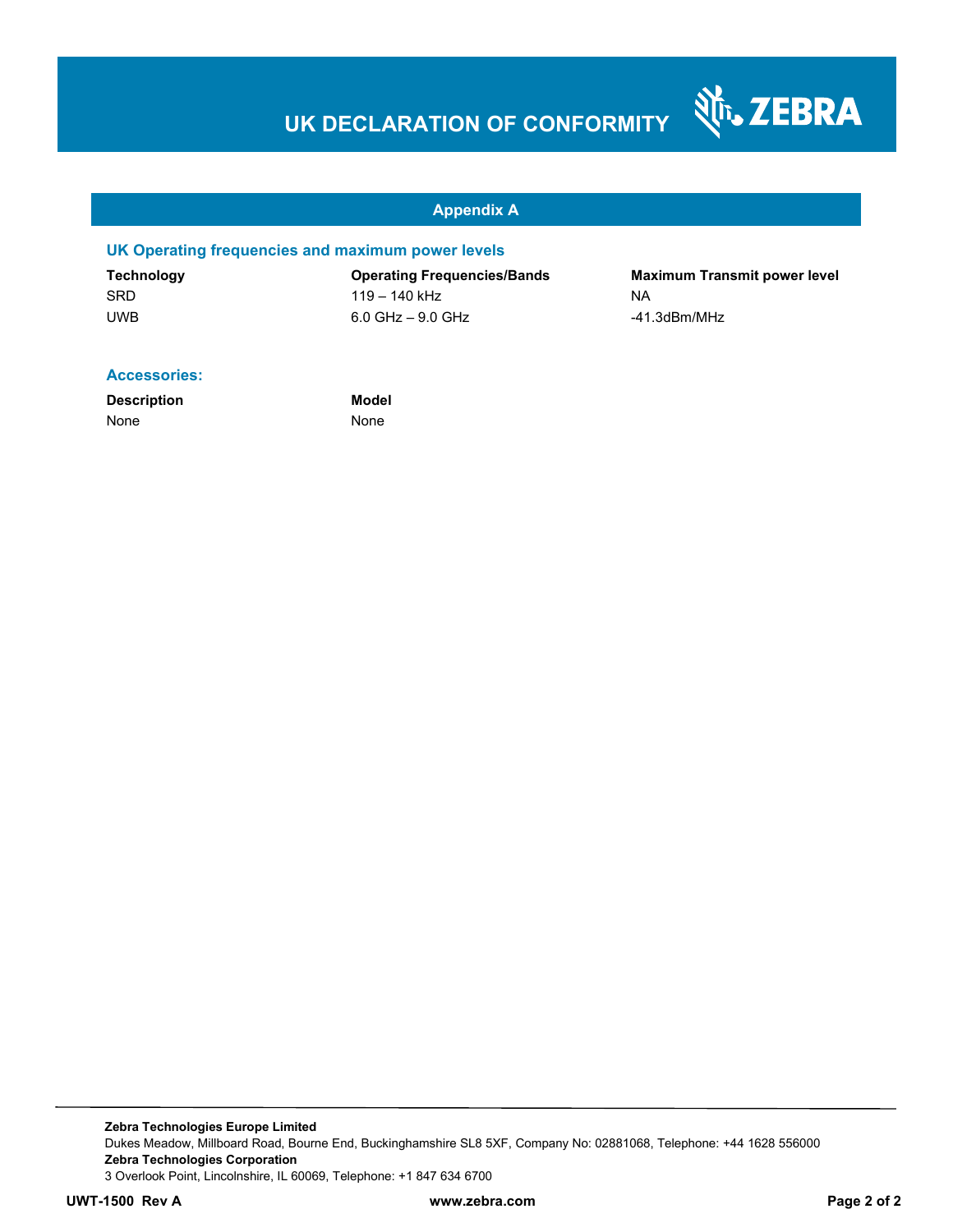# UK DECLARATION OF CONFORMITY

## Appendix A

### UK Operating frequencies and maximum power levels

| Technology | Operating Frequencies/Bands | Maximum Transmit power level |
|---|---|---|
| SRD | 119 – 140 kHz | NA |
| UWB | 6.0 GHz – 9.0 GHz | -41.3dBm/MHz |

### Accessories:

| Description | Model |
|---|---|
| None | None |

**Zebra Technologies Europe Limited**
Dukes Meadow, Millboard Road, Bourne End, Buckinghamshire SL8 5XF, Company No: 02881068, Telephone: +44 1628 556000
**Zebra Technologies Corporation**
3 Overlook Point, Lincolnshire, IL 60069, Telephone: +1 847 634 6700

**UWT-1500 Rev A** **www.zebra.com**